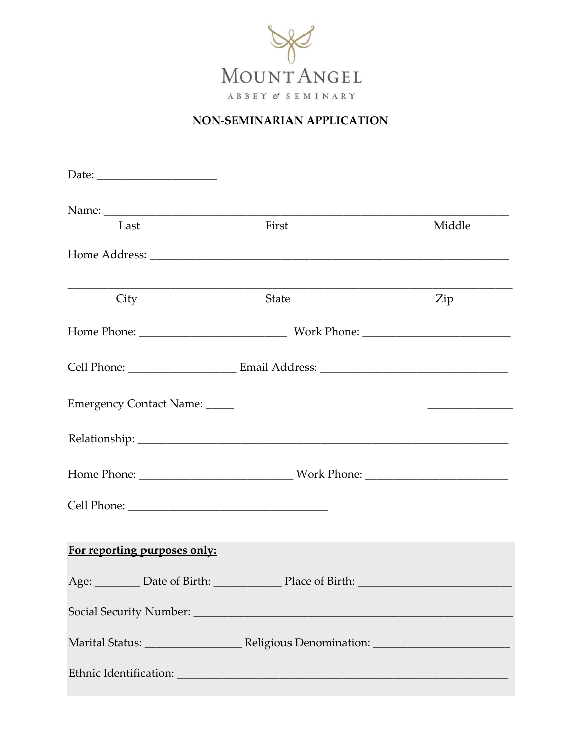MOUNT ANGEL

ABBEY & SEMINARY

## NON-SEMINARIAN APPLICATION

Date: ____________________

Name: ______________________________________________________________________

Last First Middle

Home Address: ______________________________________________________________

______________________________________________________________________________

City State Zip

Home Phone: _________________________ Work Phone: _________________________

Cell Phone: __________________ Email Address: ________________________________

Emergency Contact Name: _______________________________________________________

Relationship: _________________________________________________________________

Home Phone: __________________________ Work Phone: ________________________

Cell Phone: __________________________________

**For reporting purposes only:**

Age: _______ Date of Birth: ___________ Place of Birth: __________________________

Social Security Number: ______________________________________________________

Marital Status: ________________ Religious Denomination: _______________________

Ethnic Identification: _________________________________________________________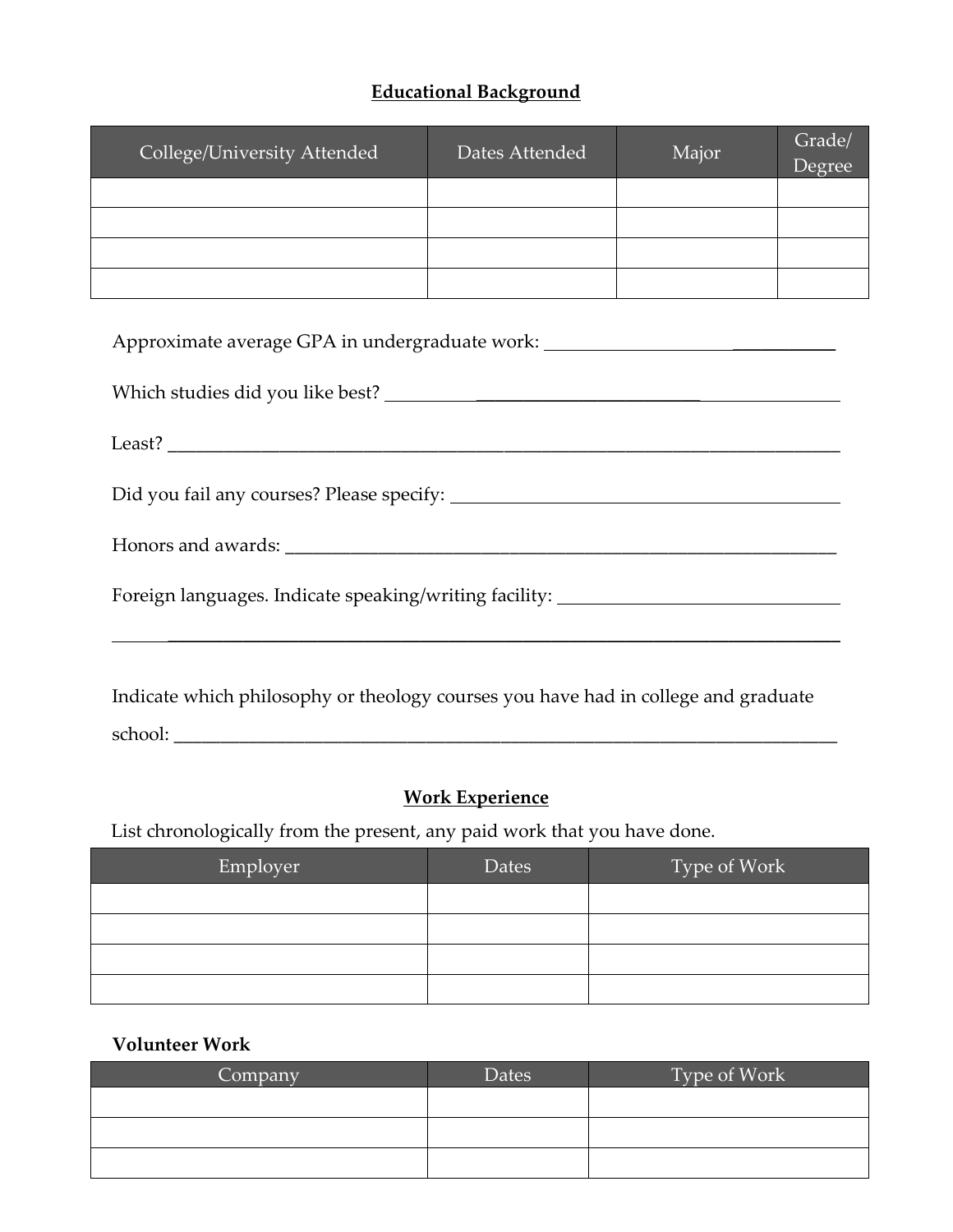## Educational Background

| College/University Attended | Dates Attended | Major | Grade/ Degree |
|---|---|---|---|
| | | | |
| | | | |
| | | | |
| | | | |

Approximate average GPA in undergraduate work: ________________________________

Which studies did you like best? ________________________________________________

Least? ______________________________________________________________________

Did you fail any courses? Please specify: _____________________________________

Honors and awards: ______________________________________________________

Foreign languages. Indicate speaking/writing facility: ___________________________

____________________________________________________________________________

Indicate which philosophy or theology courses you have had in college and graduate school: ______________________________________________________________________

## Work Experience

List chronologically from the present, any paid work that you have done.

| Employer | Dates | Type of Work |
|---|---|---|
| | | |
| | | |
| | | |
| | | |

### Volunteer Work

| Company | Dates | Type of Work |
|---|---|---|
| | | |
| | | |
| | | |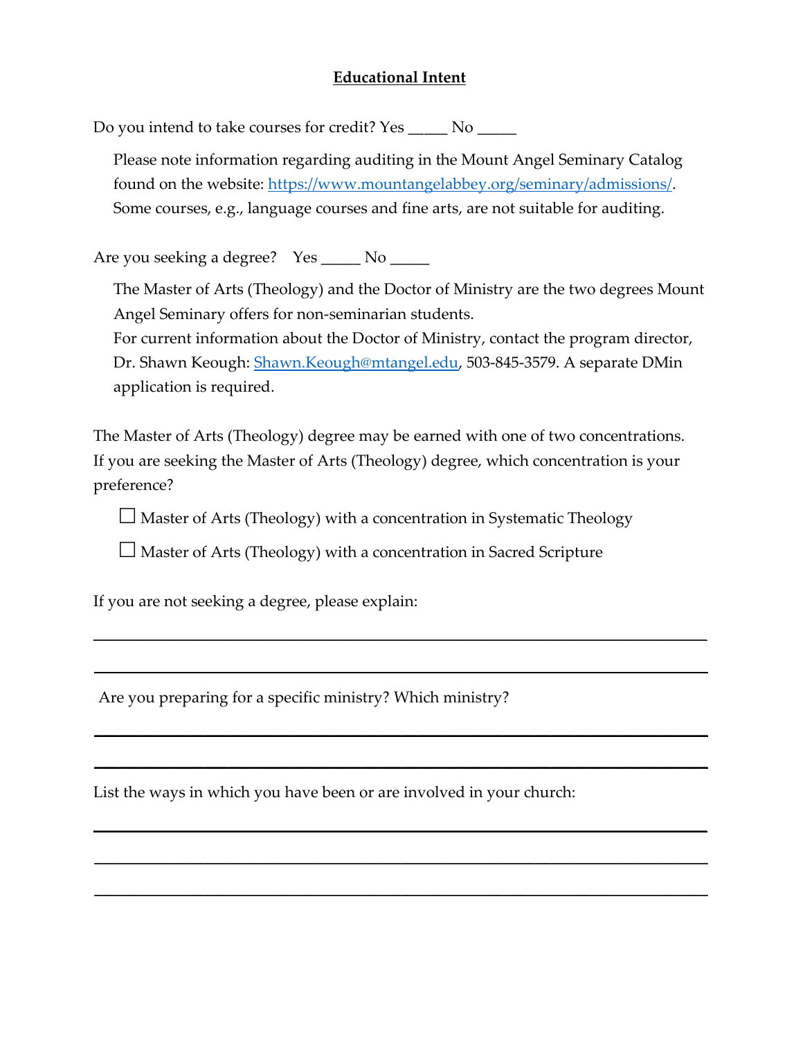## Educational Intent

Do you intend to take courses for credit? Yes _____ No _____

Please note information regarding auditing in the Mount Angel Seminary Catalog found on the website: [https://www.mountangelabbey.org/seminary/admissions/](https://www.mountangelabbey.org/seminary/admissions/). Some courses, e.g., language courses and fine arts, are not suitable for auditing.

Are you seeking a degree? Yes _____ No _____

The Master of Arts (Theology) and the Doctor of Ministry are the two degrees Mount Angel Seminary offers for non-seminarian students.
For current information about the Doctor of Ministry, contact the program director, Dr. Shawn Keough: [Shawn.Keough@mtangel.edu](mailto:Shawn.Keough@mtangel.edu), 503-845-3579. A separate DMin application is required.

The Master of Arts (Theology) degree may be earned with one of two concentrations. If you are seeking the Master of Arts (Theology) degree, which concentration is your preference?

☐ Master of Arts (Theology) with a concentration in Systematic Theology

☐ Master of Arts (Theology) with a concentration in Sacred Scripture

If you are not seeking a degree, please explain:

________________________________________________________________________

________________________________________________________________________

Are you preparing for a specific ministry? Which ministry?

________________________________________________________________________

________________________________________________________________________

List the ways in which you have been or are involved in your church:

________________________________________________________________________

________________________________________________________________________

________________________________________________________________________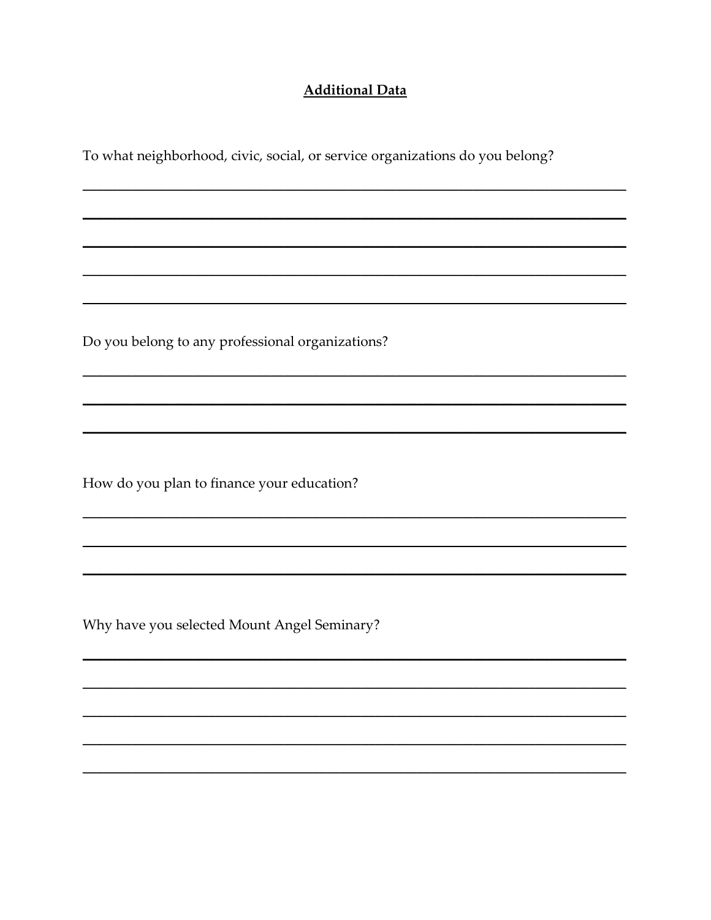## **Additional Data**

To what neighborhood, civic, social, or service organizations do you belong?

\_\_\_\_\_\_\_\_\_\_\_\_\_\_\_\_\_\_\_\_\_\_\_\_\_\_\_\_\_\_\_\_\_\_\_\_\_\_\_\_\_\_\_\_\_\_\_\_\_\_\_\_\_\_\_\_\_\_\_\_\_\_\_\_\_\_\_\_\_\_\_\_

\_\_\_\_\_\_\_\_\_\_\_\_\_\_\_\_\_\_\_\_\_\_\_\_\_\_\_\_\_\_\_\_\_\_\_\_\_\_\_\_\_\_\_\_\_\_\_\_\_\_\_\_\_\_\_\_\_\_\_\_\_\_\_\_\_\_\_\_\_\_\_\_

\_\_\_\_\_\_\_\_\_\_\_\_\_\_\_\_\_\_\_\_\_\_\_\_\_\_\_\_\_\_\_\_\_\_\_\_\_\_\_\_\_\_\_\_\_\_\_\_\_\_\_\_\_\_\_\_\_\_\_\_\_\_\_\_\_\_\_\_\_\_\_\_

\_\_\_\_\_\_\_\_\_\_\_\_\_\_\_\_\_\_\_\_\_\_\_\_\_\_\_\_\_\_\_\_\_\_\_\_\_\_\_\_\_\_\_\_\_\_\_\_\_\_\_\_\_\_\_\_\_\_\_\_\_\_\_\_\_\_\_\_\_\_\_\_

\_\_\_\_\_\_\_\_\_\_\_\_\_\_\_\_\_\_\_\_\_\_\_\_\_\_\_\_\_\_\_\_\_\_\_\_\_\_\_\_\_\_\_\_\_\_\_\_\_\_\_\_\_\_\_\_\_\_\_\_\_\_\_\_\_\_\_\_\_\_\_\_

Do you belong to any professional organizations?

\_\_\_\_\_\_\_\_\_\_\_\_\_\_\_\_\_\_\_\_\_\_\_\_\_\_\_\_\_\_\_\_\_\_\_\_\_\_\_\_\_\_\_\_\_\_\_\_\_\_\_\_\_\_\_\_\_\_\_\_\_\_\_\_\_\_\_\_\_\_\_\_

\_\_\_\_\_\_\_\_\_\_\_\_\_\_\_\_\_\_\_\_\_\_\_\_\_\_\_\_\_\_\_\_\_\_\_\_\_\_\_\_\_\_\_\_\_\_\_\_\_\_\_\_\_\_\_\_\_\_\_\_\_\_\_\_\_\_\_\_\_\_\_\_

\_\_\_\_\_\_\_\_\_\_\_\_\_\_\_\_\_\_\_\_\_\_\_\_\_\_\_\_\_\_\_\_\_\_\_\_\_\_\_\_\_\_\_\_\_\_\_\_\_\_\_\_\_\_\_\_\_\_\_\_\_\_\_\_\_\_\_\_\_\_\_\_

How do you plan to finance your education?

\_\_\_\_\_\_\_\_\_\_\_\_\_\_\_\_\_\_\_\_\_\_\_\_\_\_\_\_\_\_\_\_\_\_\_\_\_\_\_\_\_\_\_\_\_\_\_\_\_\_\_\_\_\_\_\_\_\_\_\_\_\_\_\_\_\_\_\_\_\_\_\_

\_\_\_\_\_\_\_\_\_\_\_\_\_\_\_\_\_\_\_\_\_\_\_\_\_\_\_\_\_\_\_\_\_\_\_\_\_\_\_\_\_\_\_\_\_\_\_\_\_\_\_\_\_\_\_\_\_\_\_\_\_\_\_\_\_\_\_\_\_\_\_\_

\_\_\_\_\_\_\_\_\_\_\_\_\_\_\_\_\_\_\_\_\_\_\_\_\_\_\_\_\_\_\_\_\_\_\_\_\_\_\_\_\_\_\_\_\_\_\_\_\_\_\_\_\_\_\_\_\_\_\_\_\_\_\_\_\_\_\_\_\_\_\_\_

Why have you selected Mount Angel Seminary?

\_\_\_\_\_\_\_\_\_\_\_\_\_\_\_\_\_\_\_\_\_\_\_\_\_\_\_\_\_\_\_\_\_\_\_\_\_\_\_\_\_\_\_\_\_\_\_\_\_\_\_\_\_\_\_\_\_\_\_\_\_\_\_\_\_\_\_\_\_\_\_\_

\_\_\_\_\_\_\_\_\_\_\_\_\_\_\_\_\_\_\_\_\_\_\_\_\_\_\_\_\_\_\_\_\_\_\_\_\_\_\_\_\_\_\_\_\_\_\_\_\_\_\_\_\_\_\_\_\_\_\_\_\_\_\_\_\_\_\_\_\_\_\_\_

\_\_\_\_\_\_\_\_\_\_\_\_\_\_\_\_\_\_\_\_\_\_\_\_\_\_\_\_\_\_\_\_\_\_\_\_\_\_\_\_\_\_\_\_\_\_\_\_\_\_\_\_\_\_\_\_\_\_\_\_\_\_\_\_\_\_\_\_\_\_\_\_

\_\_\_\_\_\_\_\_\_\_\_\_\_\_\_\_\_\_\_\_\_\_\_\_\_\_\_\_\_\_\_\_\_\_\_\_\_\_\_\_\_\_\_\_\_\_\_\_\_\_\_\_\_\_\_\_\_\_\_\_\_\_\_\_\_\_\_\_\_\_\_\_

\_\_\_\_\_\_\_\_\_\_\_\_\_\_\_\_\_\_\_\_\_\_\_\_\_\_\_\_\_\_\_\_\_\_\_\_\_\_\_\_\_\_\_\_\_\_\_\_\_\_\_\_\_\_\_\_\_\_\_\_\_\_\_\_\_\_\_\_\_\_\_\_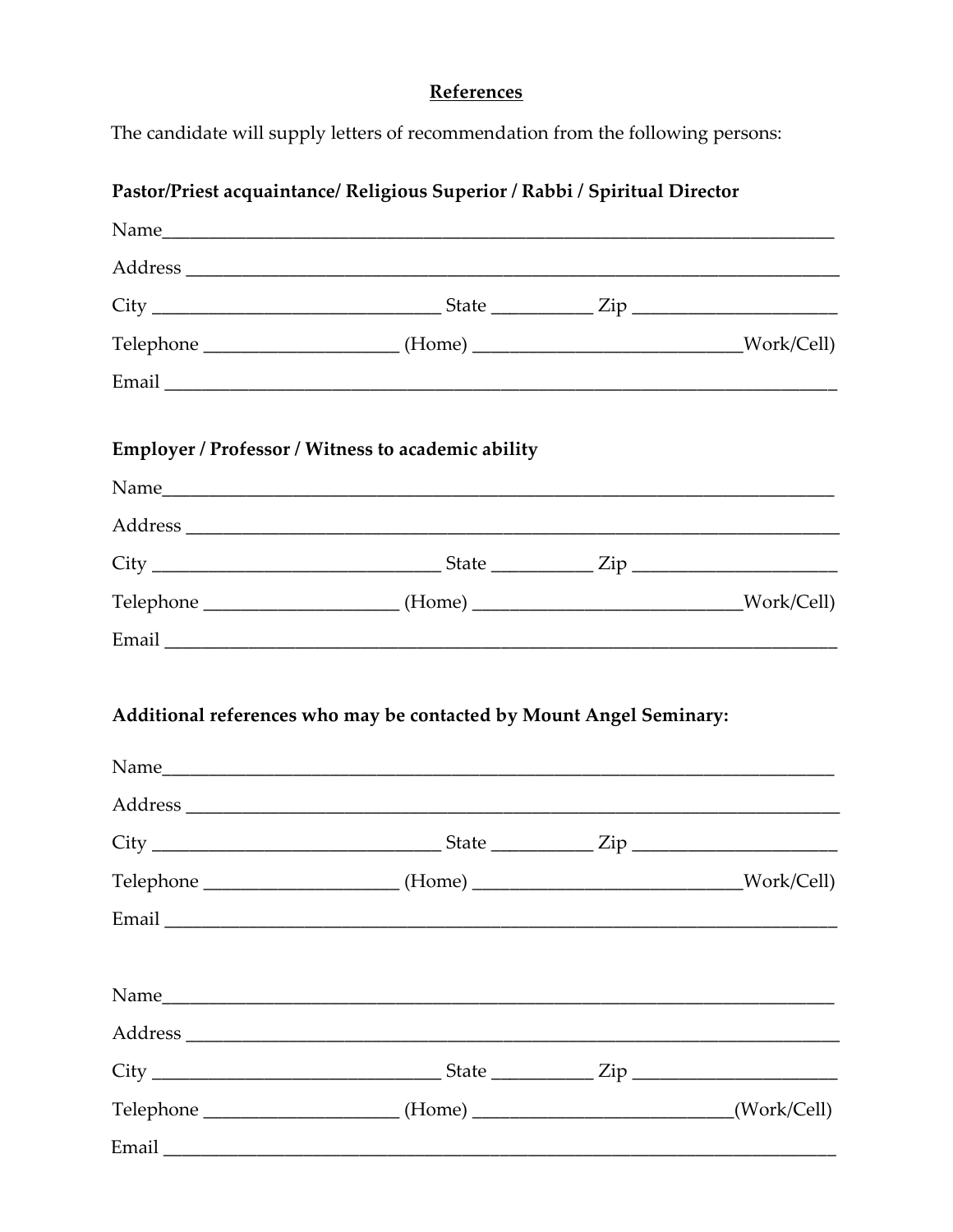## References

The candidate will supply letters of recommendation from the following persons:

**Pastor/Priest acquaintance/ Religious Superior / Rabbi / Spiritual Director**

Name___________________________________________________________________________

Address ________________________________________________________________________

City ______________________________ State __________ Zip _____________________

Telephone ___________________ (Home) ___________________________Work/Cell)

Email __________________________________________________________________________

**Employer / Professor / Witness to academic ability**

Name___________________________________________________________________________

Address ________________________________________________________________________

City ______________________________ State __________ Zip _____________________

Telephone ___________________ (Home) ___________________________Work/Cell)

Email __________________________________________________________________________

**Additional references who may be contacted by Mount Angel Seminary:**

Name___________________________________________________________________________

Address ________________________________________________________________________

City ______________________________ State __________ Zip _____________________

Telephone ___________________ (Home) ___________________________Work/Cell)

Email __________________________________________________________________________

Name___________________________________________________________________________

Address ________________________________________________________________________

City ______________________________ State __________ Zip _____________________

Telephone ___________________ (Home) ___________________________(Work/Cell)

Email __________________________________________________________________________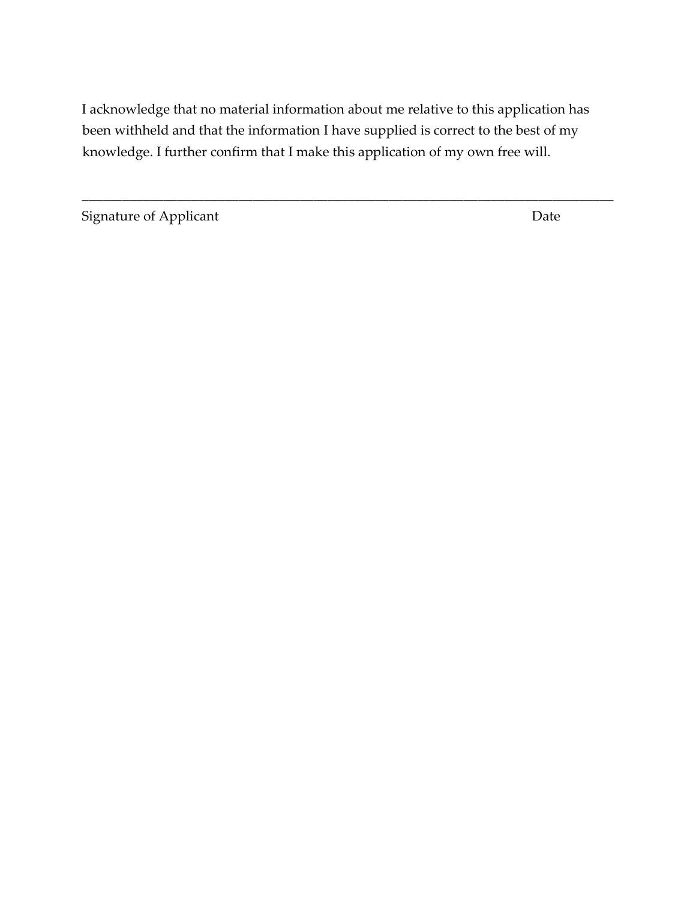I acknowledge that no material information about me relative to this application has been withheld and that the information I have supplied is correct to the best of my knowledge. I further confirm that I make this application of my own free will.

______________________________________________________________________________

Signature of Applicant                                                                                                    Date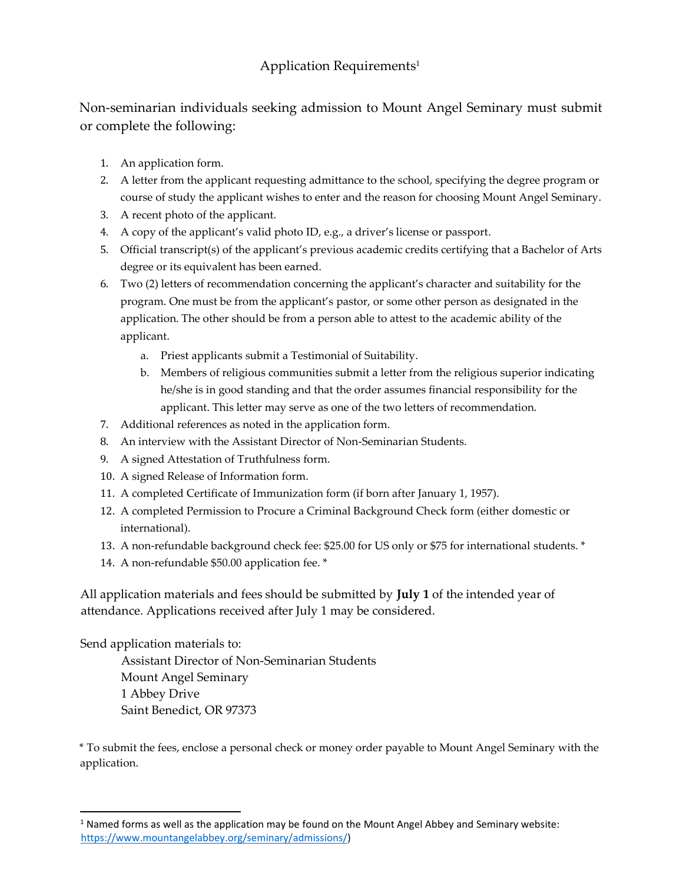## Application Requirements[1]

Non-seminarian individuals seeking admission to Mount Angel Seminary must submit or complete the following:

1. An application form.
2. A letter from the applicant requesting admittance to the school, specifying the degree program or course of study the applicant wishes to enter and the reason for choosing Mount Angel Seminary.
3. A recent photo of the applicant.
4. A copy of the applicant's valid photo ID, e.g., a driver's license or passport.
5. Official transcript(s) of the applicant's previous academic credits certifying that a Bachelor of Arts degree or its equivalent has been earned.
6. Two (2) letters of recommendation concerning the applicant's character and suitability for the program. One must be from the applicant's pastor, or some other person as designated in the application. The other should be from a person able to attest to the academic ability of the applicant.
   a. Priest applicants submit a Testimonial of Suitability.
   b. Members of religious communities submit a letter from the religious superior indicating he/she is in good standing and that the order assumes financial responsibility for the applicant. This letter may serve as one of the two letters of recommendation.
7. Additional references as noted in the application form.
8. An interview with the Assistant Director of Non-Seminarian Students.
9. A signed Attestation of Truthfulness form.
10. A signed Release of Information form.
11. A completed Certificate of Immunization form (if born after January 1, 1957).
12. A completed Permission to Procure a Criminal Background Check form (either domestic or international).
13. A non-refundable background check fee: $25.00 for US only or $75 for international students. *
14. A non-refundable $50.00 application fee. *

All application materials and fees should be submitted by **July 1** of the intended year of attendance. Applications received after July 1 may be considered.

Send application materials to:

Assistant Director of Non-Seminarian Students
Mount Angel Seminary
1 Abbey Drive
Saint Benedict, OR 97373

* To submit the fees, enclose a personal check or money order payable to Mount Angel Seminary with the application.

[1] Named forms as well as the application may be found on the Mount Angel Abbey and Seminary website: https://www.mountangelabbey.org/seminary/admissions/)